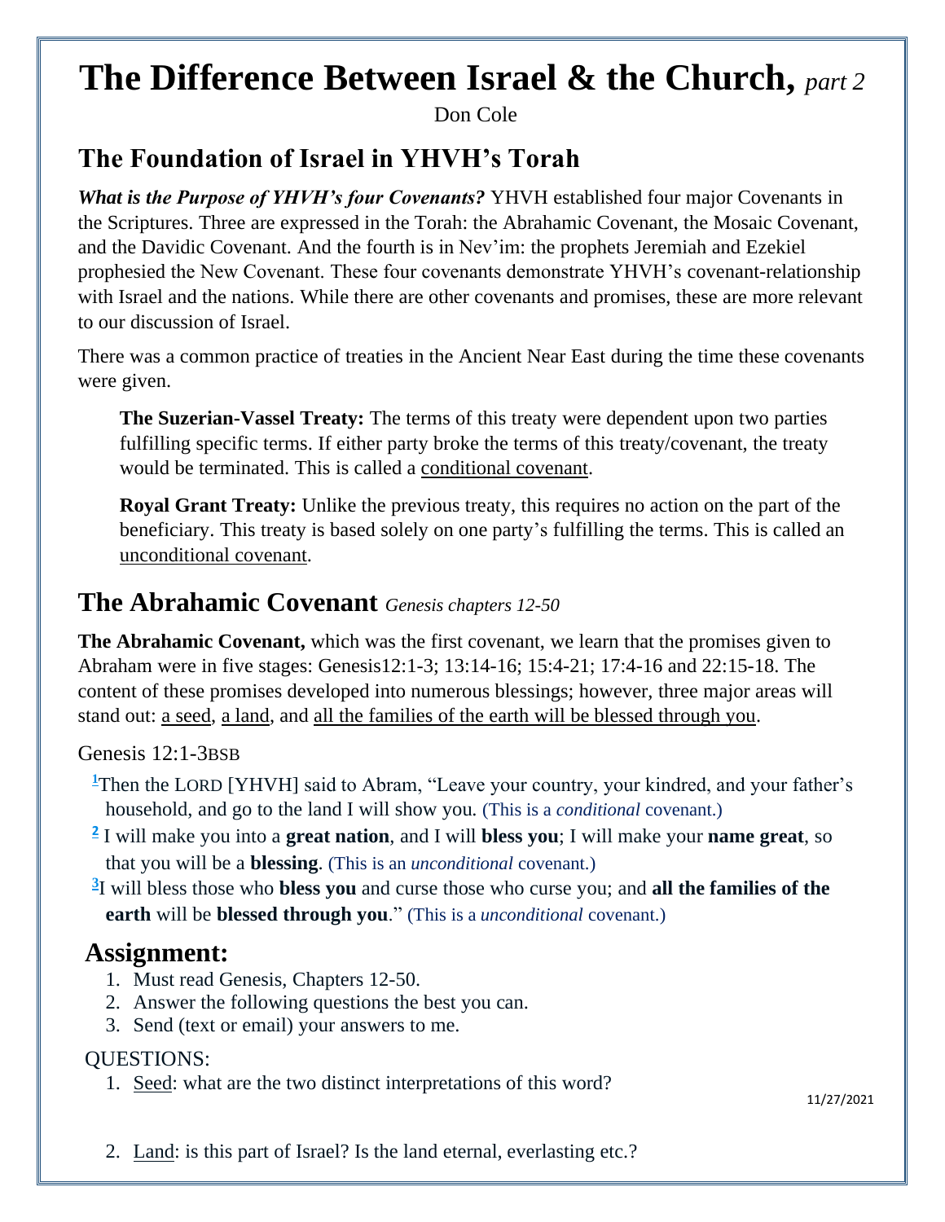# The Difference Between Israel & the Church, *part 2*

Don Cole

## The Foundation of Israel in YHVH's Torah

***What is the Purpose of YHVH's four Covenants?*** YHVH established four major Covenants in the Scriptures. Three are expressed in the Torah: the Abrahamic Covenant, the Mosaic Covenant, and the Davidic Covenant. And the fourth is in Nev'im: the prophets Jeremiah and Ezekiel prophesied the New Covenant. These four covenants demonstrate YHVH's covenant-relationship with Israel and the nations. While there are other covenants and promises, these are more relevant to our discussion of Israel.

There was a common practice of treaties in the Ancient Near East during the time these covenants were given.

> **The Suzerian-Vassel Treaty:** The terms of this treaty were dependent upon two parties fulfilling specific terms. If either party broke the terms of this treaty/covenant, the treaty would be terminated. This is called a <u>conditional covenant</u>.
>
> **Royal Grant Treaty:** Unlike the previous treaty, this requires no action on the part of the beneficiary. This treaty is based solely on one party's fulfilling the terms. This is called an <u>unconditional covenant</u>.

## The Abrahamic Covenant *Genesis chapters 12-50*

**The Abrahamic Covenant,** which was the first covenant, we learn that the promises given to Abraham were in five stages: Genesis12:1-3; 13:14-16; 15:4-21; 17:4-16 and 22:15-18. The content of these promises developed into numerous blessings; however, three major areas will stand out: <u>a seed</u>, <u>a land</u>, and <u>all the families of the earth will be blessed through you</u>.

Genesis 12:1-3BSB

[1]Then the LORD [YHVH] said to Abram, "Leave your country, your kindred, and your father's household, and go to the land I will show you. (This is a *conditional* covenant.)

[2] I will make you into a **great nation**, and I will **bless you**; I will make your **name great**, so that you will be a **blessing**. (This is an *unconditional* covenant.)

[3]I will bless those who **bless you** and curse those who curse you; and **all the families of the earth** will be **blessed through you**." (This is a *unconditional* covenant.)

## Assignment:

1. Must read Genesis, Chapters 12-50.
2. Answer the following questions the best you can.
3. Send (text or email) your answers to me.

QUESTIONS:

1. <u>Seed</u>: what are the two distinct interpretations of this word?

2. <u>Land</u>: is this part of Israel? Is the land eternal, everlasting etc.?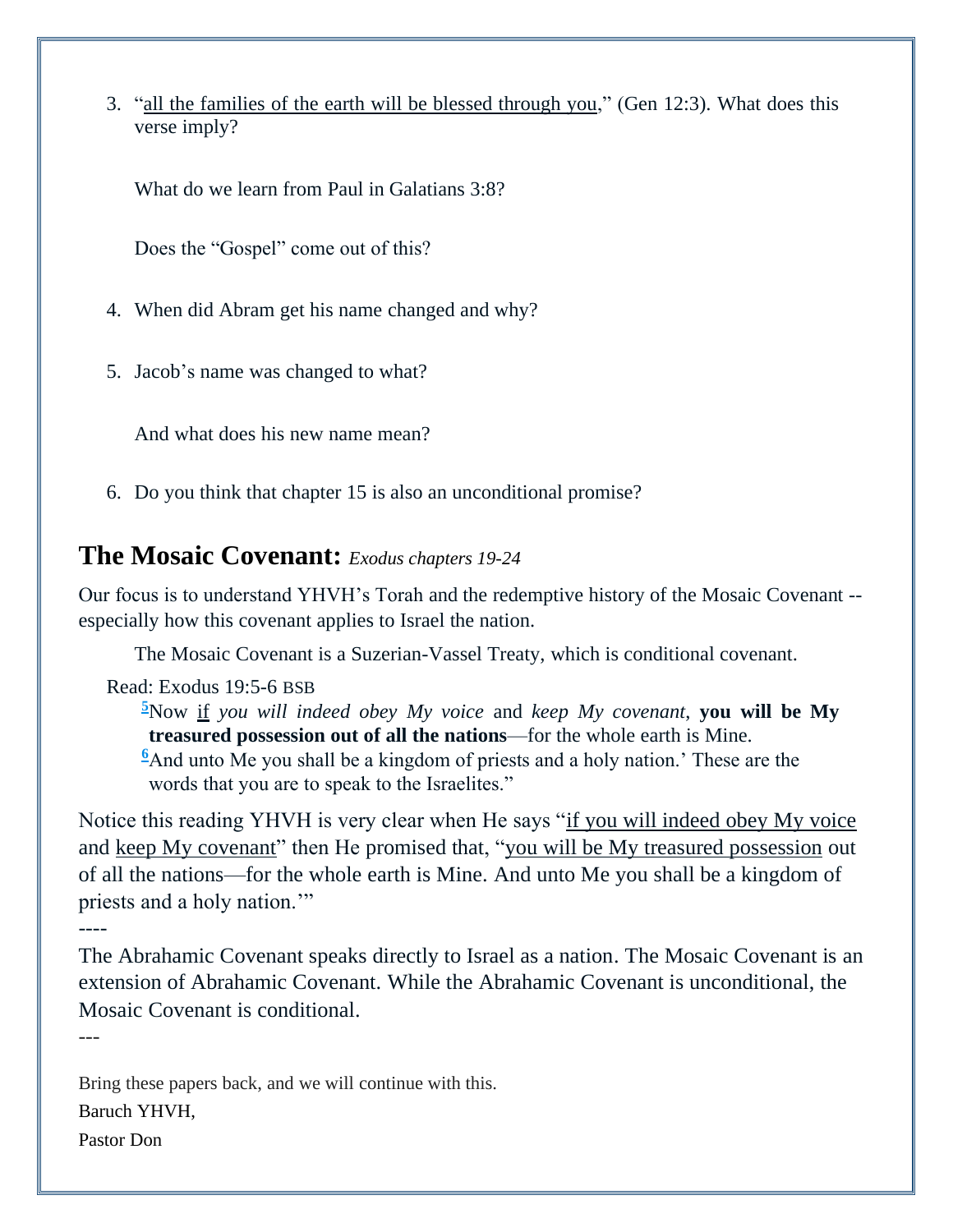3. "all the families of the earth will be blessed through you," (Gen 12:3). What does this verse imply?

   What do we learn from Paul in Galatians 3:8?

   Does the "Gospel" come out of this?

4. When did Abram get his name changed and why?

5. Jacob's name was changed to what?

   And what does his new name mean?

6. Do you think that chapter 15 is also an unconditional promise?

## The Mosaic Covenant: *Exodus chapters 19-24*

Our focus is to understand YHVH's Torah and the redemptive history of the Mosaic Covenant -- especially how this covenant applies to Israel the nation.

The Mosaic Covenant is a Suzerian-Vassel Treaty, which is conditional covenant.

Read: Exodus 19:5-6 BSB

> [5]Now if *you will indeed obey My voice* and *keep My covenant*, **you will be My treasured possession out of all the nations**—for the whole earth is Mine.
> [6]And unto Me you shall be a kingdom of priests and a holy nation.' These are the words that you are to speak to the Israelites."

Notice this reading YHVH is very clear when He says "if you will indeed obey My voice and keep My covenant" then He promised that, "you will be My treasured possession out of all the nations—for the whole earth is Mine. And unto Me you shall be a kingdom of priests and a holy nation.'"

----

The Abrahamic Covenant speaks directly to Israel as a nation. The Mosaic Covenant is an extension of Abrahamic Covenant. While the Abrahamic Covenant is unconditional, the Mosaic Covenant is conditional.

---

Bring these papers back, and we will continue with this.

Baruch YHVH,

Pastor Don